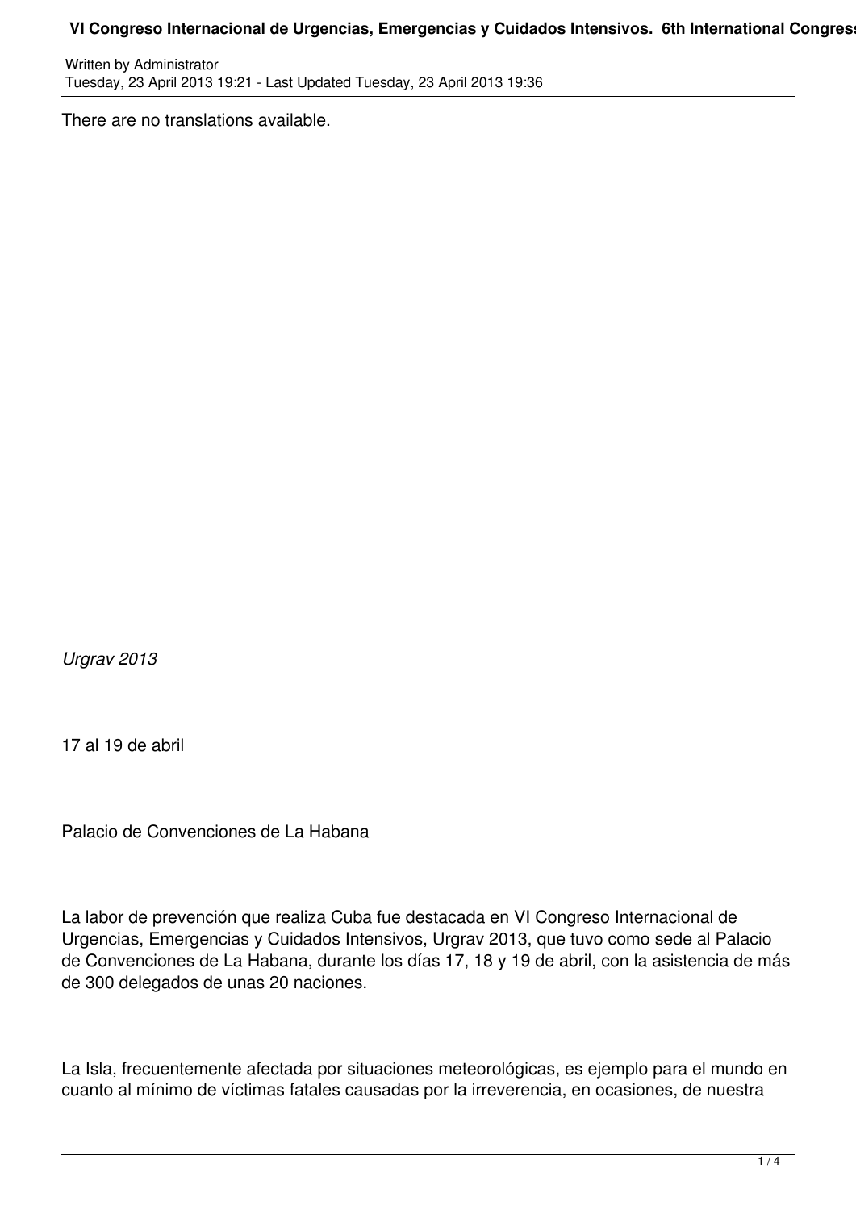There are no translations available.

*Urgrav 2013*

17 al 19 de abril

Palacio de Convenciones de La Habana

La labor de prevención que realiza Cuba fue destacada en VI Congreso Internacional de Urgencias, Emergencias y Cuidados Intensivos, Urgrav 2013, que tuvo como sede al Palacio de Convenciones de La Habana, durante los días 17, 18 y 19 de abril, con la asistencia de más de 300 delegados de unas 20 naciones.

La Isla, frecuentemente afectada por situaciones meteorológicas, es ejemplo para el mundo en cuanto al mínimo de víctimas fatales causadas por la irreverencia, en ocasiones, de nuestra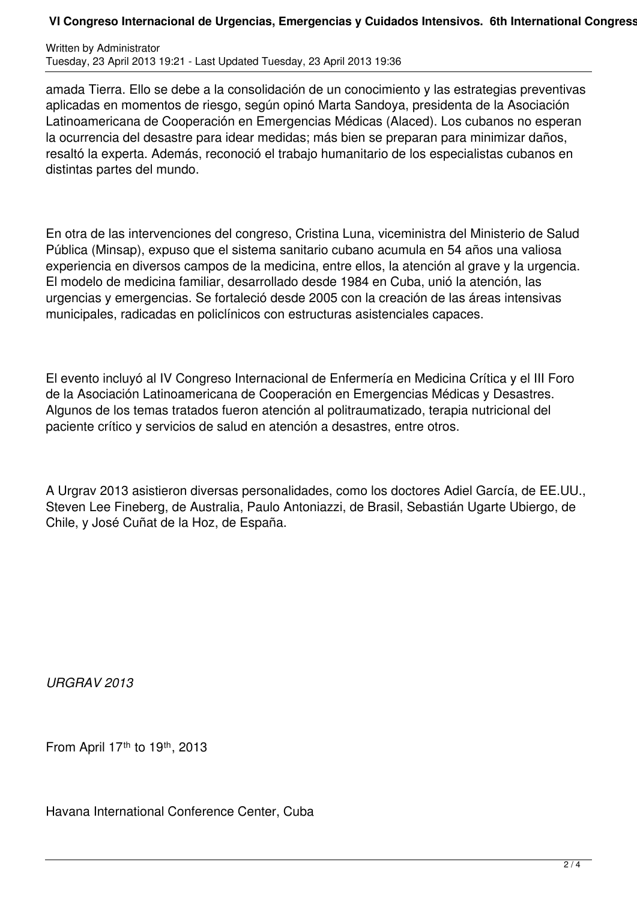amada Tierra. Ello se debe a la consolidación de un conocimiento y las estrategias preventivas aplicadas en momentos de riesgo, según opinó Marta Sandoya, presidenta de la Asociación Latinoamericana de Cooperación en Emergencias Médicas (Alaced). Los cubanos no esperan la ocurrencia del desastre para idear medidas; más bien se preparan para minimizar daños, resaltó la experta. Además, reconoció el trabajo humanitario de los especialistas cubanos en distintas partes del mundo.

En otra de las intervenciones del congreso, Cristina Luna, viceministra del Ministerio de Salud Pública (Minsap), expuso que el sistema sanitario cubano acumula en 54 años una valiosa experiencia en diversos campos de la medicina, entre ellos, la atención al grave y la urgencia. El modelo de medicina familiar, desarrollado desde 1984 en Cuba, unió la atención, las urgencias y emergencias. Se fortaleció desde 2005 con la creación de las áreas intensivas municipales, radicadas en policlínicos con estructuras asistenciales capaces.

El evento incluyó al IV Congreso Internacional de Enfermería en Medicina Crítica y el III Foro de la Asociación Latinoamericana de Cooperación en Emergencias Médicas y Desastres. Algunos de los temas tratados fueron atención al politraumatizado, terapia nutricional del paciente crítico y servicios de salud en atención a desastres, entre otros.

A Urgrav 2013 asistieron diversas personalidades, como los doctores Adiel García, de EE.UU., Steven Lee Fineberg, de Australia, Paulo Antoniazzi, de Brasil, Sebastián Ugarte Ubiergo, de Chile, y José Cuñat de la Hoz, de España.

*URGRAV 2013*

From April 17th to 19th, 2013

Havana International Conference Center, Cuba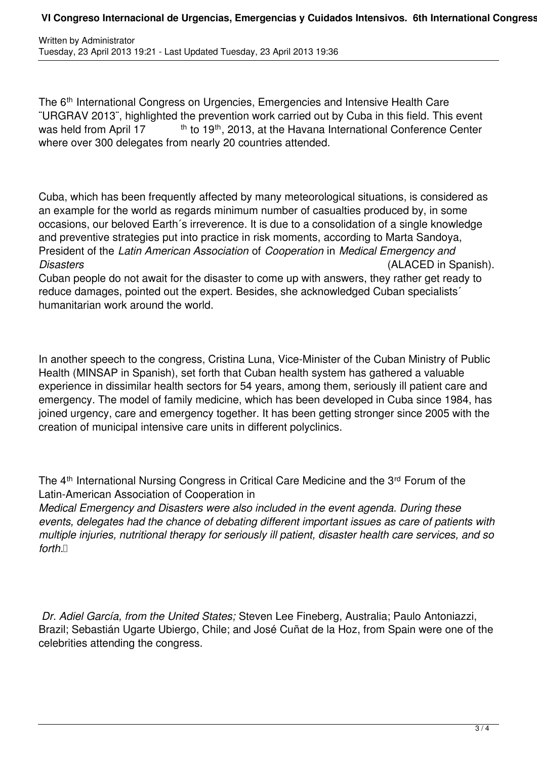The 6th International Congress on Urgencies, Emergencies and Intensive Health Care ¨URGRAV 2013¨, highlighted the prevention work carried out by Cuba in this field. This event was held from April 17th to 19th, 2013, at the Havana International Conference Center where over 300 delegates from nearly 20 countries attended.

Cuba, which has been frequently affected by many meteorological situations, is considered as an example for the world as regards minimum number of casualties produced by, in some occasions, our beloved Earth´s irreverence. It is due to a consolidation of a single knowledge and preventive strategies put into practice in risk moments, according to Marta Sandoya, President of the *Latin American Association* of *Cooperation* in *Medical Emergency and Disasters* (ALACED in Spanish). Cuban people do not await for the disaster to come up with answers, they rather get ready to reduce damages, pointed out the expert. Besides, she acknowledged Cuban specialists´ humanitarian work around the world.

In another speech to the congress, Cristina Luna, Vice-Minister of the Cuban Ministry of Public Health (MINSAP in Spanish), set forth that Cuban health system has gathered a valuable experience in dissimilar health sectors for 54 years, among them, seriously ill patient care and emergency. The model of family medicine, which has been developed in Cuba since 1984, has joined urgency, care and emergency together. It has been getting stronger since 2005 with the creation of municipal intensive care units in different polyclinics.

The 4th International Nursing Congress in Critical Care Medicine and the 3rd Forum of the Latin-American Association of Cooperation in *Medical Emergency and Disasters were also included in the event agenda. During these events, delegates had the chance of debating different important issues as care of patients with multiple injuries, nutritional therapy for seriously ill patient, disaster health care services, and so forth.*

*Dr. Adiel García, from the United States;* Steven Lee Fineberg, Australia; Paulo Antoniazzi, Brazil; Sebastián Ugarte Ubiergo, Chile; and José Cuñat de la Hoz, from Spain were one of the celebrities attending the congress.